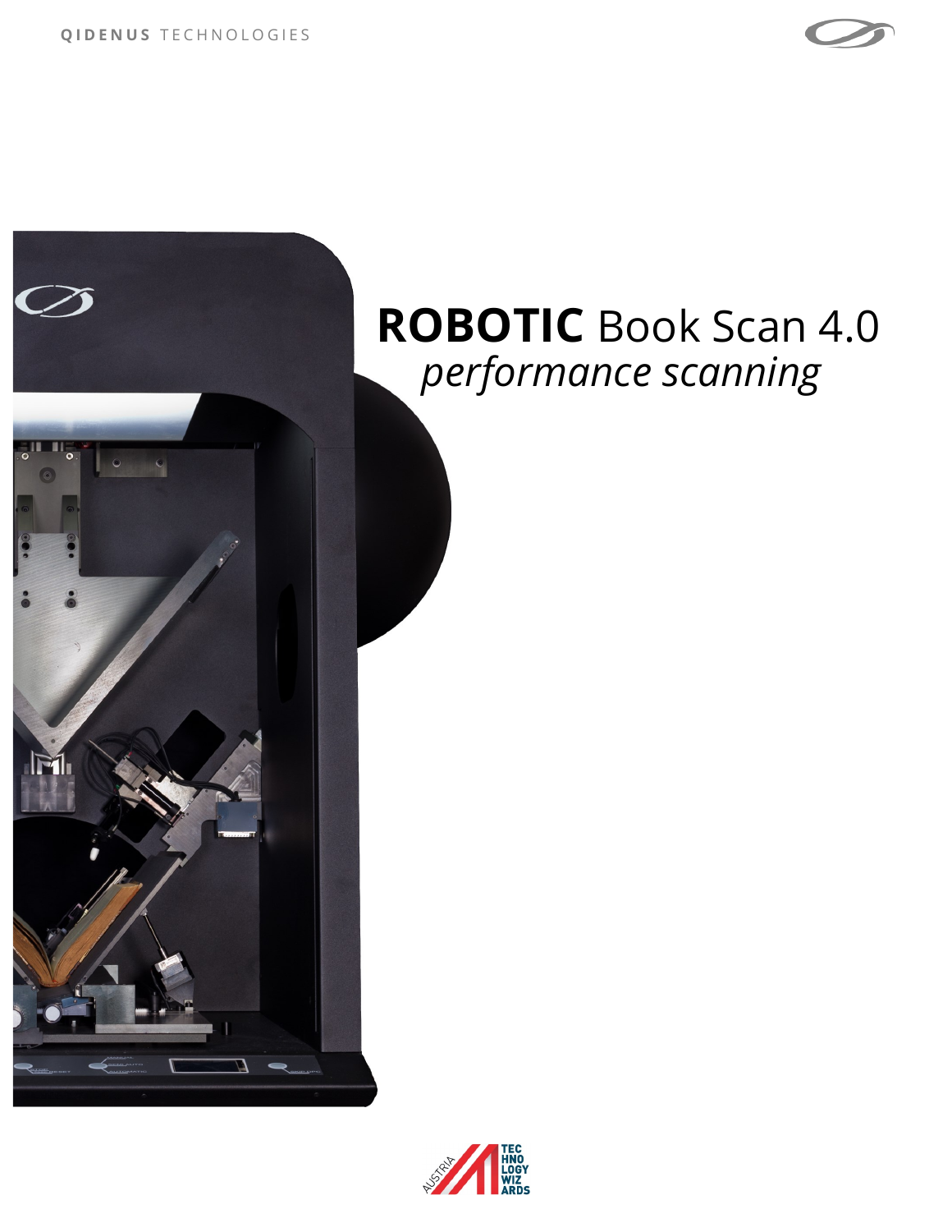QIDENUS TECHNOLOGIES

# **ROBOTIC** Book Scan 4.0

*performance scanning*

AUSTRIA TECHNOLOGY WIZARDS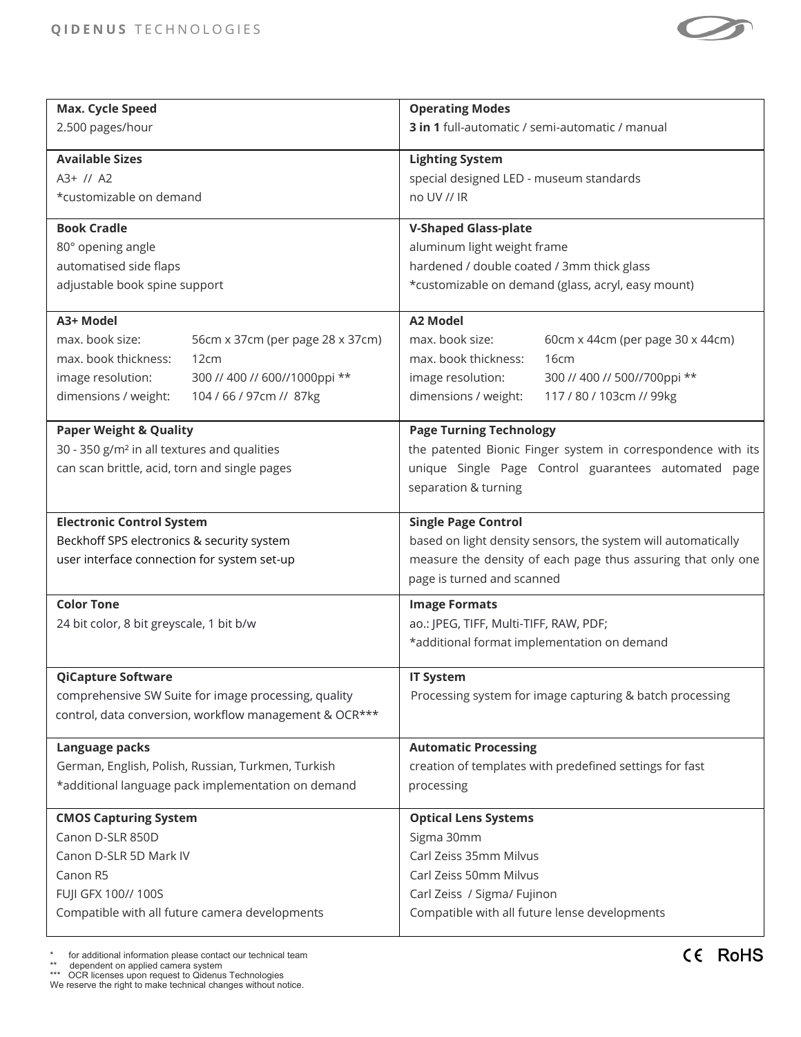| **Max. Cycle Speed**<br>2.500 pages/hour | **Operating Modes**<br>**3 in 1** full-automatic / semi-automatic / manual |
|---|---|
| **Available Sizes**<br>A3+ // A2<br>*customizable on demand | **Lighting System**<br>special designed LED - museum standards<br>no UV // IR |
| **Book Cradle**<br>80° opening angle<br>automatised side flaps<br>adjustable book spine support | **V-Shaped Glass-plate**<br>aluminum light weight frame<br>hardened / double coated / 3mm thick glass<br>*customizable on demand (glass, acryl, easy mount) |
| **A3+ Model**<br>max. book size: 56cm x 37cm (per page 28 x 37cm)<br>max. book thickness: 12cm<br>image resolution: 300 // 400 // 600//1000ppi **<br>dimensions / weight: 104 / 66 / 97cm // 87kg | **A2 Model**<br>max. book size: 60cm x 44cm (per page 30 x 44cm)<br>max. book thickness: 16cm<br>image resolution: 300 // 400 // 500//700ppi **<br>dimensions / weight: 117 / 80 / 103cm // 99kg |
| **Paper Weight & Quality**<br>30 - 350 g/m² in all textures and qualities<br>can scan brittle, acid, torn and single pages | **Page Turning Technology**<br>the patented Bionic Finger system in correspondence with its unique Single Page Control guarantees automated page separation & turning |
| **Electronic Control System**<br>Beckhoff SPS electronics & security system<br>user interface connection for system set-up | **Single Page Control**<br>based on light density sensors, the system will automatically measure the density of each page thus assuring that only one page is turned and scanned |
| **Color Tone**<br>24 bit color, 8 bit greyscale, 1 bit b/w | **Image Formats**<br>ao.: JPEG, TIFF, Multi-TIFF, RAW, PDF;<br>*additional format implementation on demand |
| **QiCapture Software**<br>comprehensive SW Suite for image processing, quality control, data conversion, workflow management & OCR*** | **IT System**<br>Processing system for image capturing & batch processing |
| **Language packs**<br>German, English, Polish, Russian, Turkmen, Turkish<br>*additional language pack implementation on demand | **Automatic Processing**<br>creation of templates with predefined settings for fast processing |
| **CMOS Capturing System**<br>Canon D-SLR 850D<br>Canon D-SLR 5D Mark IV<br>Canon R5<br>FUJI GFX 100// 100S<br>Compatible with all future camera developments | **Optical Lens Systems**<br>Sigma 30mm<br>Carl Zeiss 35mm Milvus<br>Carl Zeiss 50mm Milvus<br>Carl Zeiss / Sigma/ Fujinon<br>Compatible with all future lense developments |

\* for additional information please contact our technical team
\*\* dependent on applied camera system
\*\*\* OCR licenses upon request to Qidenus Technologies
We reserve the right to make technical changes without notice.

CE RoHS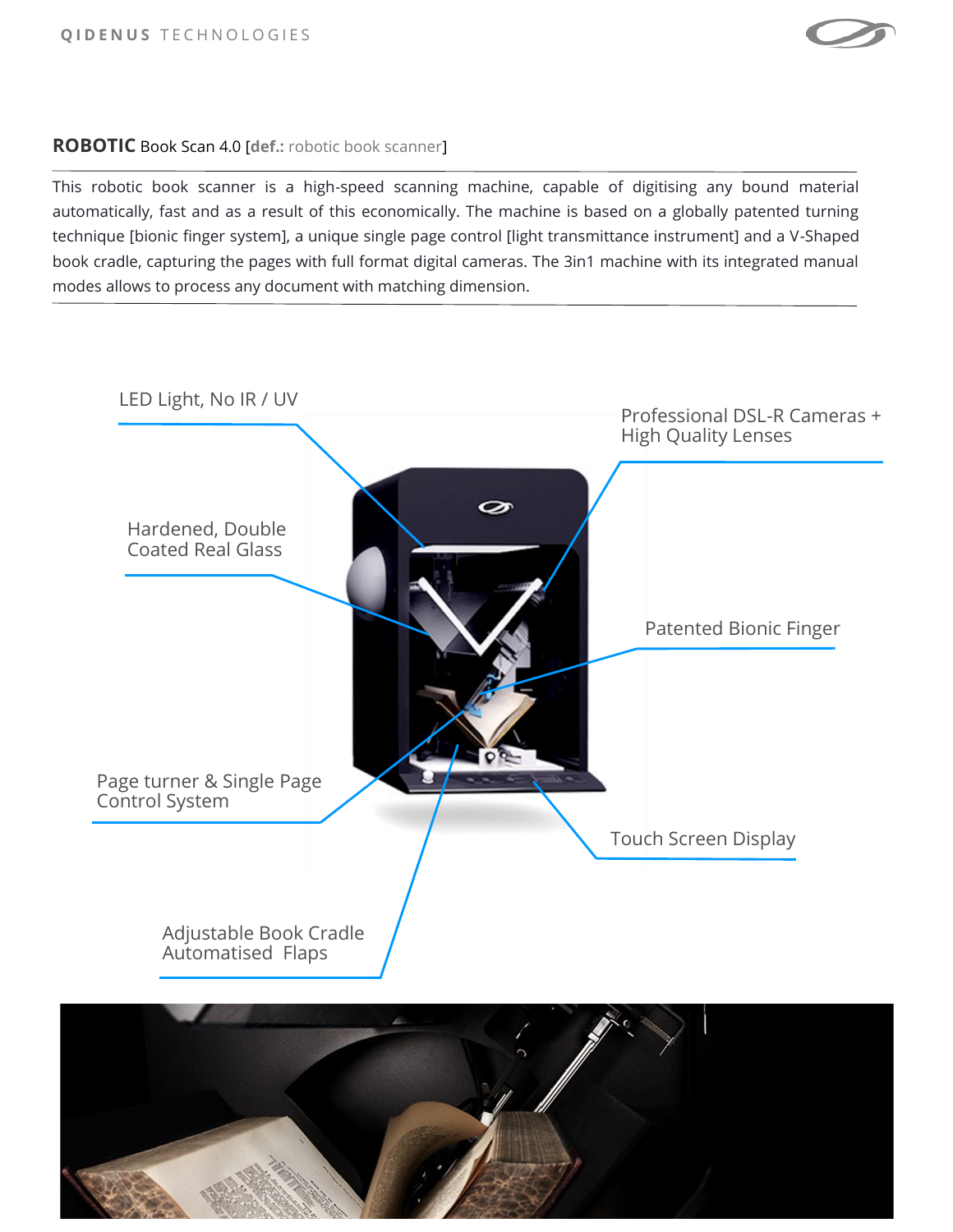**ROBOTIC** Book Scan 4.0 [**def.:** robotic book scanner]

This robotic book scanner is a high-speed scanning machine, capable of digitising any bound material automatically, fast and as a result of this economically. The machine is based on a globally patented turning technique [bionic finger system], a unique single page control [light transmittance instrument] and a V-Shaped book cradle, capturing the pages with full format digital cameras. The 3in1 machine with its integrated manual modes allows to process any document with matching dimension.

LED Light, No IR / UV

Professional DSL-R Cameras + High Quality Lenses

Hardened, Double Coated Real Glass

Patented Bionic Finger

Page turner & Single Page Control System

Touch Screen Display

Adjustable Book Cradle Automatised Flaps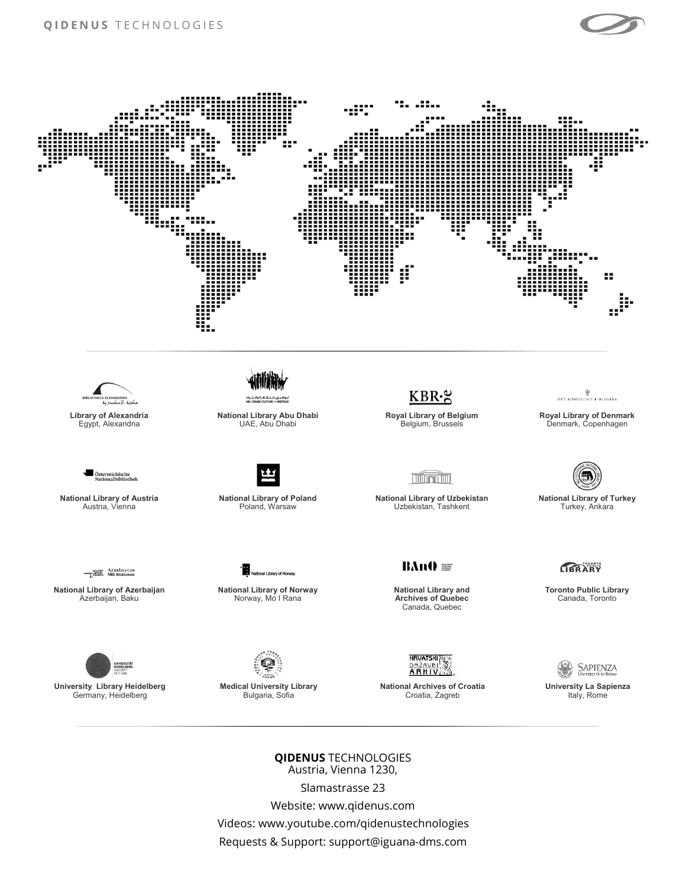**Library of Alexandria**
Egypt, Alexandria

**National Library Abu Dhabi**
UAE, Abu Dhabi

**Royal Library of Belgium**
Belgium, Brussels

**Royal Library of Denmark**
Denmark, Copenhagen

**National Library of Austria**
Austria, Vienna

**National Library of Poland**
Poland, Warsaw

**National Library of Uzbekistan**
Uzbekistan, Tashkent

**National Library of Turkey**
Turkey, Ankara

**National Library of Azerbaijan**
Azerbaijan, Baku

**National Library of Norway**
Norway, Mo I Rana

**National Library and Archives of Quebec**
Canada, Quebec

**Toronto Public Library**
Canada, Toronto

**University Library Heidelberg**
Germany, Heidelberg

**Medical University Library**
Bulgaria, Sofia

**National Archives of Croatia**
Croatia, Zagreb

**University La Sapienza**
Italy, Rome

---

**QIDENUS** TECHNOLOGIES
Austria, Vienna 1230,

Slamastrasse 23

Website: www.qidenus.com

Videos: www.youtube.com/qidenustechnologies

Requests & Support: support@iguana-dms.com